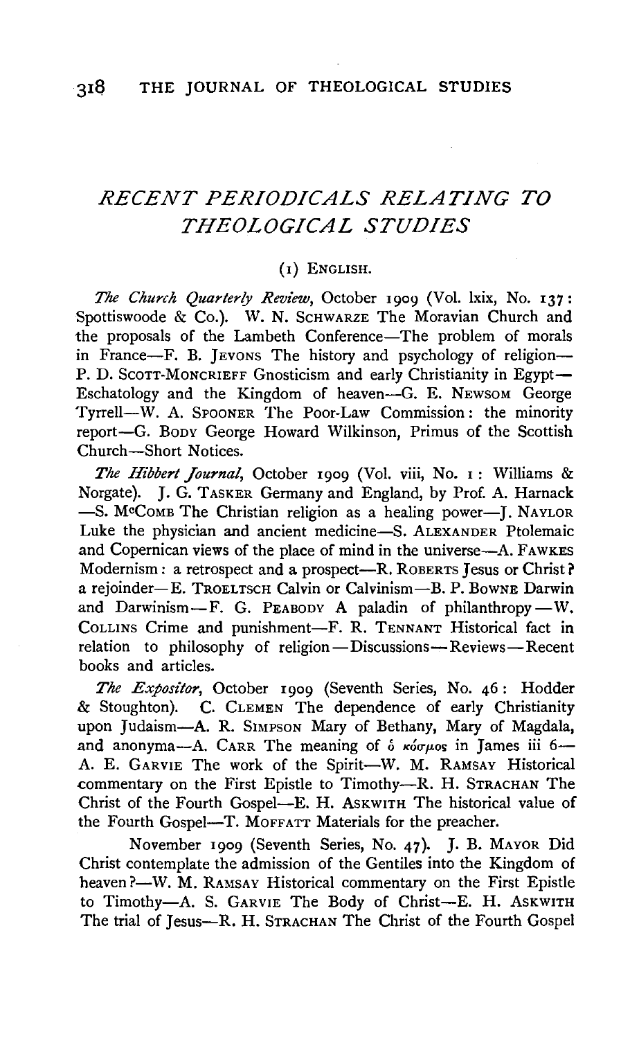# *RECENT PERIODICALS RELATING TO THEOLOGICAL STUDIES*

## (1) English.

*The Church Quarterly Review*, October 1909 (Vol. lxix, No. 137: Spottiswoode & Co.). W. N. Schwarze The Moravian Church and the proposals of the Lambeth Conference—The problem of morals in France—F. B. Jevons The history and psychology of religion—P. D. Scott-Moncrieff Gnosticism and early Christianity in Egypt—Eschatology and the Kingdom of heaven—G. E. Newsom George Tyrrell—W. A. Spooner The Poor-Law Commission: the minority report—G. Body George Howard Wilkinson, Primus of the Scottish Church—Short Notices.

*The Hibbert Journal*, October 1909 (Vol. viii, No. 1: Williams & Norgate). J. G. Tasker Germany and England, by Prof. A. Harnack—S. McComb The Christian religion as a healing power—J. Naylor Luke the physician and ancient medicine—S. Alexander Ptolemaic and Copernican views of the place of mind in the universe—A. Fawkes Modernism: a retrospect and a prospect—R. Roberts Jesus or Christ? a rejoinder—E. Troeltsch Calvin or Calvinism—B. P. Bowne Darwin and Darwinism—F. G. Peabody A paladin of philanthropy—W. Collins Crime and punishment—F. R. Tennant Historical fact in relation to philosophy of religion—Discussions—Reviews—Recent books and articles.

*The Expositor*, October 1909 (Seventh Series, No. 46: Hodder & Stoughton). C. Clemen The dependence of early Christianity upon Judaism—A. R. Simpson Mary of Bethany, Mary of Magdala, and anonyma—A. Carr The meaning of ὁ κόσμος in James iii 6—A. E. Garvie The work of the Spirit—W. M. Ramsay Historical commentary on the First Epistle to Timothy—R. H. Strachan The Christ of the Fourth Gospel—E. H. Askwith The historical value of the Fourth Gospel—T. Moffatt Materials for the preacher.

November 1909 (Seventh Series, No. 47). J. B. Mayor Did Christ contemplate the admission of the Gentiles into the Kingdom of heaven?—W. M. Ramsay Historical commentary on the First Epistle to Timothy—A. S. Garvie The Body of Christ—E. H. Askwith The trial of Jesus—R. H. Strachan The Christ of the Fourth Gospel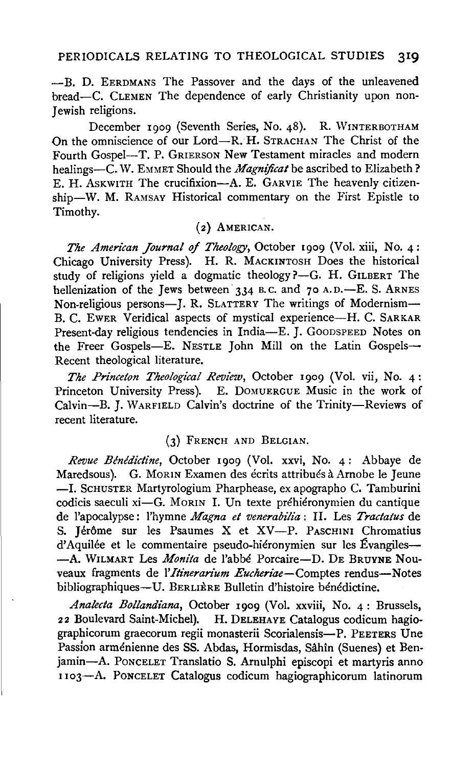—B. D. Eerdmans The Passover and the days of the unleavened bread—C. Clemen The dependence of early Christianity upon non-Jewish religions.

December 1909 (Seventh Series, No. 48). R. Winterbotham On the omniscience of our Lord—R. H. Strachan The Christ of the Fourth Gospel—T. P. Grierson New Testament miracles and modern healings—C. W. Emmet Should the *Magnificat* be ascribed to Elizabeth? E. H. Askwith The crucifixion—A. E. Garvie The heavenly citizenship—W. M. Ramsay Historical commentary on the First Epistle to Timothy.

### (2) American.

*The American Journal of Theology*, October 1909 (Vol. xiii, No. 4: Chicago University Press). H. R. Mackintosh Does the historical study of religions yield a dogmatic theology?—G. H. Gilbert The hellenization of the Jews between 334 B.C. and 70 A.D.—E. S. Arnes Non-religious persons—J. R. Slattery The writings of Modernism—B. C. Ewer Veridical aspects of mystical experience—H. C. Sarkar Present-day religious tendencies in India—E. J. Goodspeed Notes on the Freer Gospels—E. Nestle John Mill on the Latin Gospels—Recent theological literature.

*The Princeton Theological Review*, October 1909 (Vol. vii, No. 4: Princeton University Press). E. Domuergue Music in the work of Calvin—B. J. Warfield Calvin's doctrine of the Trinity—Reviews of recent literature.

### (3) French and Belgian.

*Revue Bénédictine*, October 1909 (Vol. xxvi, No. 4: Abbaye de Maredsous). G. Morin Examen des écrits attribués à Arnobe le Jeune —I. Schuster Martyrologium Pharphease, ex apographo C. Tamburini codicis saeculi xi—G. Morin I. Un texte préhiéronymien du cantique de l'apocalypse: l'hymne *Magna et venerabilia*: II. Les *Tractatus* de S. Jérôme sur les Psaumes X et XV—P. Paschini Chromatius d'Aquilée et le commentaire pseudo-hiéronymien sur les Évangiles— —A. Wilmart Les *Monita* de l'abbé Porcaire—D. De Bruyne Nouveaux fragments de l'*Itinerarium Eucheriae*—Comptes rendus—Notes bibliographiques—U. Berlière Bulletin d'histoire bénédictine.

*Analecta Bollandiana*, October 1909 (Vol. xxviii, No. 4: Brussels, 22 Boulevard Saint-Michel). H. Delehaye Catalogus codicum hagiographicorum graecorum regii monasterii Scorialensis—P. Peeters Une Passion arménienne des SS. Abdas, Hormisdas, Sâhîn (Suenes) et Benjamin—A. Poncelet Translatio S. Arnulphi episcopi et martyris anno 1103—A. Poncelet Catalogus codicum hagiographicorum latinorum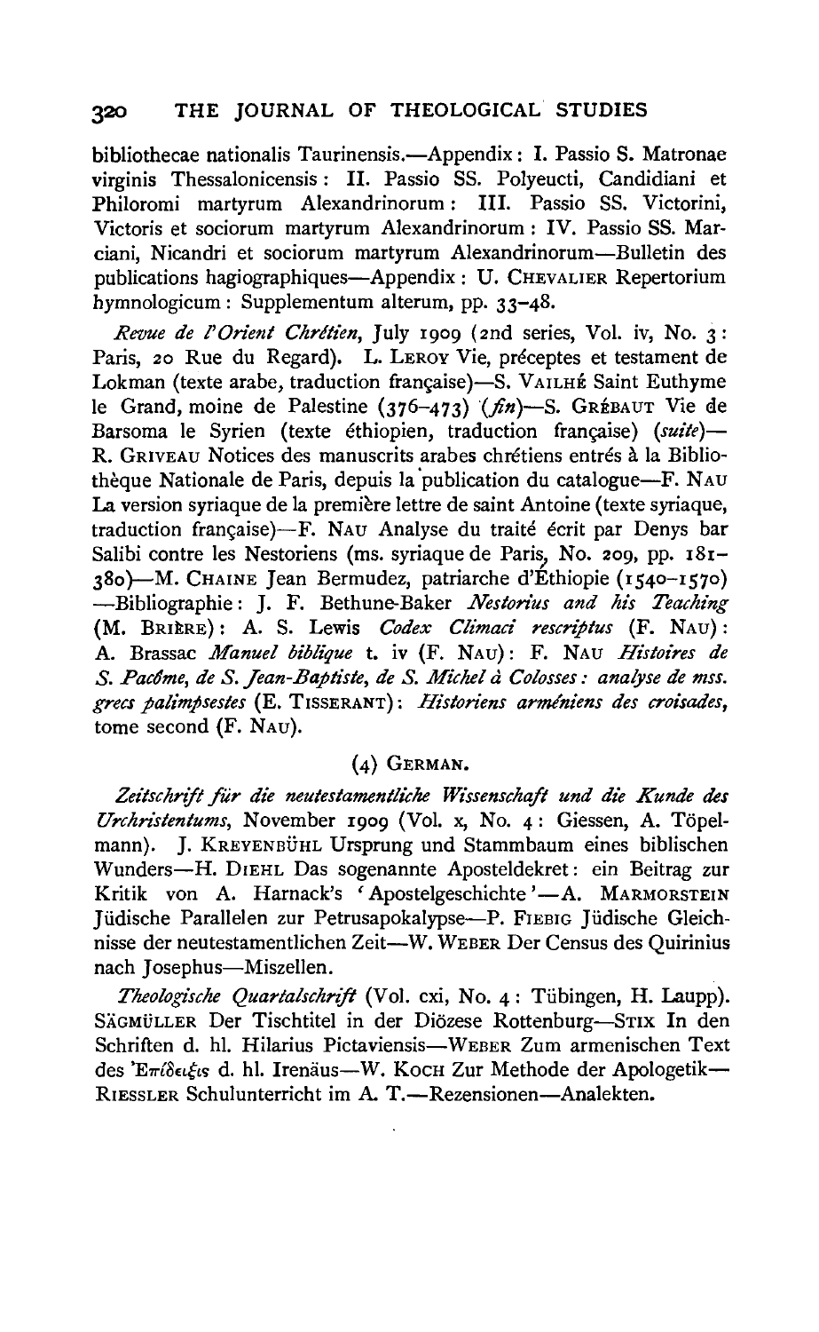bibliothecae nationalis Taurinensis.—Appendix: I. Passio S. Matronae virginis Thessalonicensis: II. Passio SS. Polyeucti, Candidiani et Philoromi martyrum Alexandrinorum: III. Passio SS. Victorini, Victoris et sociorum martyrum Alexandrinorum: IV. Passio SS. Marciani, Nicandri et sociorum martyrum Alexandrinorum—Bulletin des publications hagiographiques—Appendix: U. CHEVALIER Repertorium hymnologicum: Supplementum alterum, pp. 33–48.

*Revue de l'Orient Chrétien*, July 1909 (2nd series, Vol. iv, No. 3: Paris, 20 Rue du Regard). L. LEROY Vie, préceptes et testament de Lokman (texte arabe, traduction française)—S. VAILHÉ Saint Euthyme le Grand, moine de Palestine (376–473) (*fin*)—S. GRÉBAUT Vie de Barsoma le Syrien (texte éthiopien, traduction française) (*suite*)—R. GRIVEAU Notices des manuscrits arabes chrétiens entrés à la Bibliothèque Nationale de Paris, depuis la publication du catalogue—F. NAU La version syriaque de la première lettre de saint Antoine (texte syriaque, traduction française)—F. NAU Analyse du traité écrit par Denys bar Salibi contre les Nestoriens (ms. syriaque de Paris, No. 209, pp. 181–380)—M. CHAINE Jean Bermudez, patriarche d'Éthiopie (1540–1570)—Bibliographie: J. F. Bethune-Baker *Nestorius and his Teaching* (M. BRIÈRE): A. S. Lewis *Codex Climaci rescriptus* (F. NAU): A. Brassac *Manuel biblique* t. iv (F. NAU): F. NAU *Histoires de S. Pacôme, de S. Jean-Baptiste, de S. Michel à Colosses: analyse de mss. grecs palimpsestes* (E. TISSERANT): *Historiens arméniens des croisades*, tome second (F. NAU).

### (4) GERMAN.

*Zeitschrift für die neutestamentliche Wissenschaft und die Kunde des Urchristentums*, November 1909 (Vol. x, No. 4: Giessen, A. Töpelmann). J. KREYENBÜHL Ursprung und Stammbaum eines biblischen Wunders—H. DIEHL Das sogenannte Aposteldekret: ein Beitrag zur Kritik von A. Harnack's 'Apostelgeschichte'—A. MARMORSTEIN Jüdische Parallelen zur Petrusapokalypse—P. FIEBIG Jüdische Gleichnisse der neutestamentlichen Zeit—W. WEBER Der Census des Quirinius nach Josephus—Miszellen.

*Theologische Quartalschrift* (Vol. cxi, No. 4: Tübingen, H. Laupp). SÄGMÜLLER Der Tischtitel in der Diözese Rottenburg—STIX In den Schriften d. hl. Hilarius Pictaviensis—WEBER Zum armenischen Text des Ἐπίδειξις d. hl. Irenäus—W. KOCH Zur Methode der Apologetik—RIESSLER Schulunterricht im A. T.—Rezensionen—Analekten.